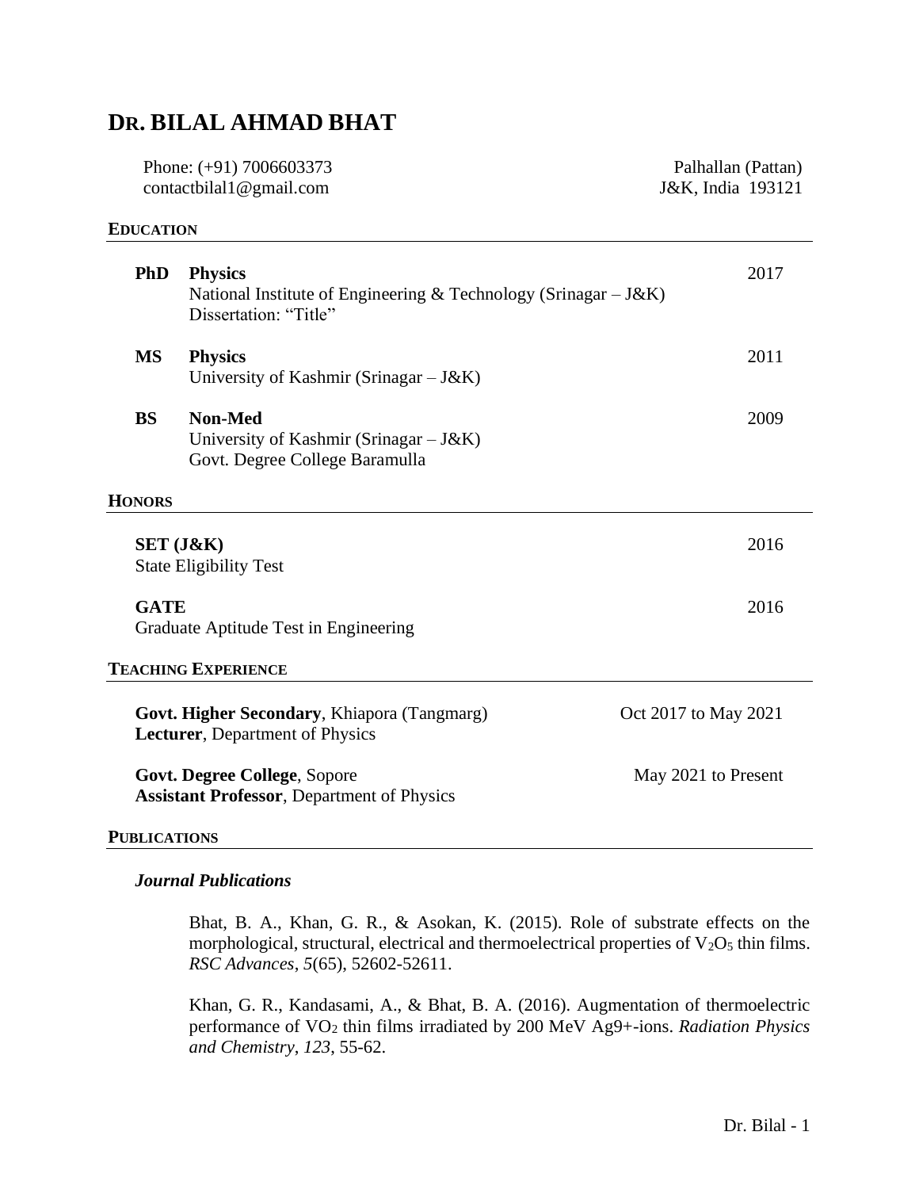# DR. BILAL AHMAD BHAT

Phone: (+91) 7006603373
contactbilal1@gmail.com

Palhallan (Pattan)
J&K, India 193121

## EDUCATION

**PhD** **Physics** — 2017
National Institute of Engineering & Technology (Srinagar – J&K)
Dissertation: "Title"

**MS** **Physics** — 2011
University of Kashmir (Srinagar – J&K)

**BS** **Non-Med** — 2009
University of Kashmir (Srinagar – J&K)
Govt. Degree College Baramulla

## HONORS

**SET (J&K)** — 2016
State Eligibility Test

**GATE** — 2016
Graduate Aptitude Test in Engineering

## TEACHING EXPERIENCE

**Govt. Higher Secondary**, Khiapora (Tangmarg) — Oct 2017 to May 2021
**Lecturer**, Department of Physics

**Govt. Degree College**, Sopore — May 2021 to Present
**Assistant Professor**, Department of Physics

## PUBLICATIONS

### *Journal Publications*

Bhat, B. A., Khan, G. R., & Asokan, K. (2015). Role of substrate effects on the morphological, structural, electrical and thermoelectrical properties of $V_2O_5$ thin films. *RSC Advances*, *5*(65), 52602-52611.

Khan, G. R., Kandasami, A., & Bhat, B. A. (2016). Augmentation of thermoelectric performance of $VO_2$ thin films irradiated by 200 MeV Ag9+-ions. *Radiation Physics and Chemistry*, *123*, 55-62.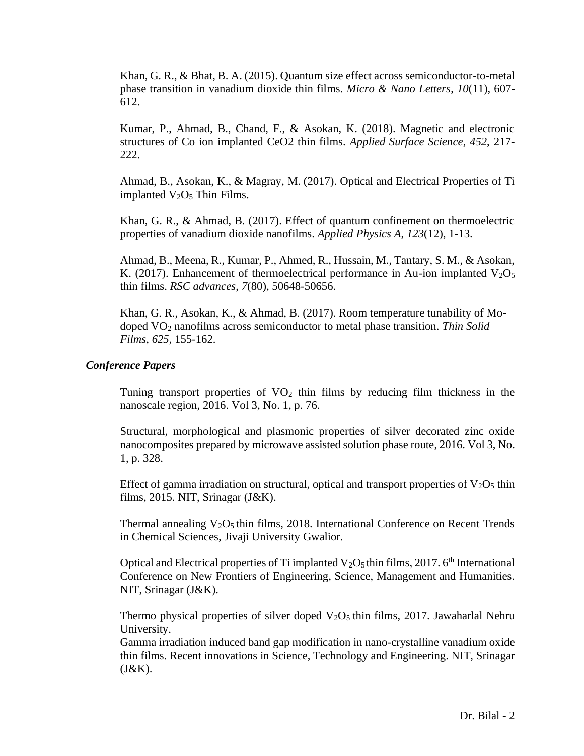Khan, G. R., & Bhat, B. A. (2015). Quantum size effect across semiconductor-to-metal phase transition in vanadium dioxide thin films. *Micro & Nano Letters*, *10*(11), 607-612.

Kumar, P., Ahmad, B., Chand, F., & Asokan, K. (2018). Magnetic and electronic structures of Co ion implanted CeO2 thin films. *Applied Surface Science*, *452*, 217-222.

Ahmad, B., Asokan, K., & Magray, M. (2017). Optical and Electrical Properties of Ti implanted $V_2O_5$ Thin Films.

Khan, G. R., & Ahmad, B. (2017). Effect of quantum confinement on thermoelectric properties of vanadium dioxide nanofilms. *Applied Physics A*, *123*(12), 1-13.

Ahmad, B., Meena, R., Kumar, P., Ahmed, R., Hussain, M., Tantary, S. M., & Asokan, K. (2017). Enhancement of thermoelectrical performance in Au-ion implanted $V_2O_5$ thin films. *RSC advances*, *7*(80), 50648-50656.

Khan, G. R., Asokan, K., & Ahmad, B. (2017). Room temperature tunability of Mo-doped $VO_2$ nanofilms across semiconductor to metal phase transition. *Thin Solid Films*, *625*, 155-162.

### *Conference Papers*

Tuning transport properties of $VO_2$ thin films by reducing film thickness in the nanoscale region, 2016. Vol 3, No. 1, p. 76.

Structural, morphological and plasmonic properties of silver decorated zinc oxide nanocomposites prepared by microwave assisted solution phase route, 2016. Vol 3, No. 1, p. 328.

Effect of gamma irradiation on structural, optical and transport properties of $V_2O_5$ thin films, 2015. NIT, Srinagar (J&K).

Thermal annealing $V_2O_5$ thin films, 2018. International Conference on Recent Trends in Chemical Sciences, Jivaji University Gwalior.

Optical and Electrical properties of Ti implanted $V_2O_5$ thin films, 2017. 6th International Conference on New Frontiers of Engineering, Science, Management and Humanities. NIT, Srinagar (J&K).

Thermo physical properties of silver doped $V_2O_5$ thin films, 2017. Jawaharlal Nehru University.

Gamma irradiation induced band gap modification in nano-crystalline vanadium oxide thin films. Recent innovations in Science, Technology and Engineering. NIT, Srinagar (J&K).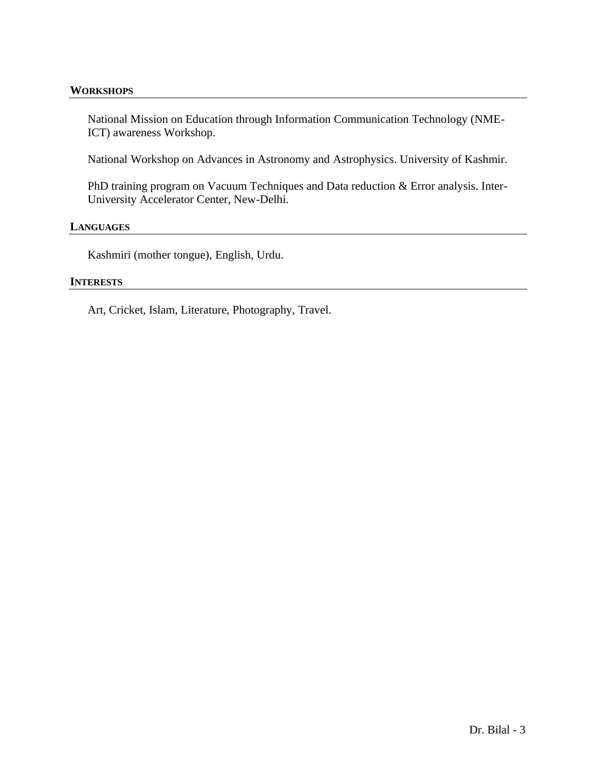## WORKSHOPS

National Mission on Education through Information Communication Technology (NME-ICT) awareness Workshop.

National Workshop on Advances in Astronomy and Astrophysics. University of Kashmir.

PhD training program on Vacuum Techniques and Data reduction & Error analysis. Inter-University Accelerator Center, New-Delhi.

## LANGUAGES

Kashmiri (mother tongue), English, Urdu.

## INTERESTS

Art, Cricket, Islam, Literature, Photography, Travel.